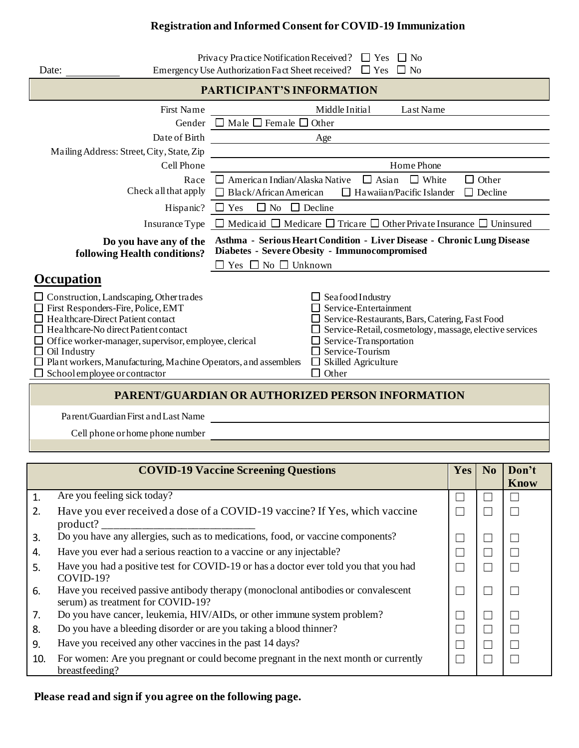# Registration and Informed Consent for COVID-19 Immunization

Date: __________ Privacy Practice Notification Received? ☐ Yes ☐ No
Emergency Use Authorization Fact Sheet received? ☐ Yes ☐ No

## PARTICIPANT'S INFORMATION

| | |
|---|---|
| First Name | Middle Initial Last Name |
| Gender | ☐ Male ☐ Female ☐ Other |
| Date of Birth | Age |
| Mailing Address: Street, City, State, Zip | |
| Cell Phone | Home Phone |
| Race<br>Check all that apply | ☐ American Indian/Alaska Native ☐ Asian ☐ White ☐ Other<br>☐ Black/African American ☐ Hawaiian/Pacific Islander ☐ Decline |
| Hispanic? | ☐ Yes ☐ No ☐ Decline |
| Insurance Type | ☐ Medicaid ☐ Medicare ☐ Tricare ☐ Other Private Insurance ☐ Uninsured |
| **Do you have any of the following Health conditions?** | **Asthma - Serious Heart Condition - Liver Disease - Chronic Lung Disease Diabetes - Severe Obesity - Immunocompromised**<br>☐ Yes ☐ No ☐ Unknown |

## Occupation

- ☐ Construction, Landscaping, Other trades
- ☐ First Responders-Fire, Police, EMT
- ☐ Healthcare-Direct Patient contact
- ☐ Healthcare-No direct Patient contact
- ☐ Office worker-manager, supervisor, employee, clerical
- ☐ Oil Industry
- ☐ Plant workers, Manufacturing, Machine Operators, and assemblers
- ☐ School employee or contractor
- ☐ Seafood Industry
- ☐ Service-Entertainment
- ☐ Service-Restaurants, Bars, Catering, Fast Food
- ☐ Service-Retail, cosmetology, massage, elective services
- ☐ Service-Transportation
- ☐ Service-Tourism
- ☐ Skilled Agriculture
- ☐ Other

## PARENT/GUARDIAN OR AUTHORIZED PERSON INFORMATION

Parent/Guardian First and Last Name ______________________________

Cell phone or home phone number ______________________________

| | COVID-19 Vaccine Screening Questions | Yes | No | Don't Know |
|---|---|---|---|---|
| 1. | Are you feeling sick today? | ☐ | ☐ | ☐ |
| 2. | Have you ever received a dose of a COVID-19 vaccine? If Yes, which vaccine product? ________________________ | ☐ | ☐ | ☐ |
| 3. | Do you have any allergies, such as to medications, food, or vaccine components? | ☐ | ☐ | ☐ |
| 4. | Have you ever had a serious reaction to a vaccine or any injectable? | ☐ | ☐ | ☐ |
| 5. | Have you had a positive test for COVID-19 or has a doctor ever told you that you had COVID-19? | ☐ | ☐ | ☐ |
| 6. | Have you received passive antibody therapy (monoclonal antibodies or convalescent serum) as treatment for COVID-19? | ☐ | ☐ | ☐ |
| 7. | Do you have cancer, leukemia, HIV/AIDs, or other immune system problem? | ☐ | ☐ | ☐ |
| 8. | Do you have a bleeding disorder or are you taking a blood thinner? | ☐ | ☐ | ☐ |
| 9. | Have you received any other vaccines in the past 14 days? | ☐ | ☐ | ☐ |
| 10. | For women: Are you pregnant or could become pregnant in the next month or currently breastfeeding? | ☐ | ☐ | ☐ |

**Please read and sign if you agree on the following page.**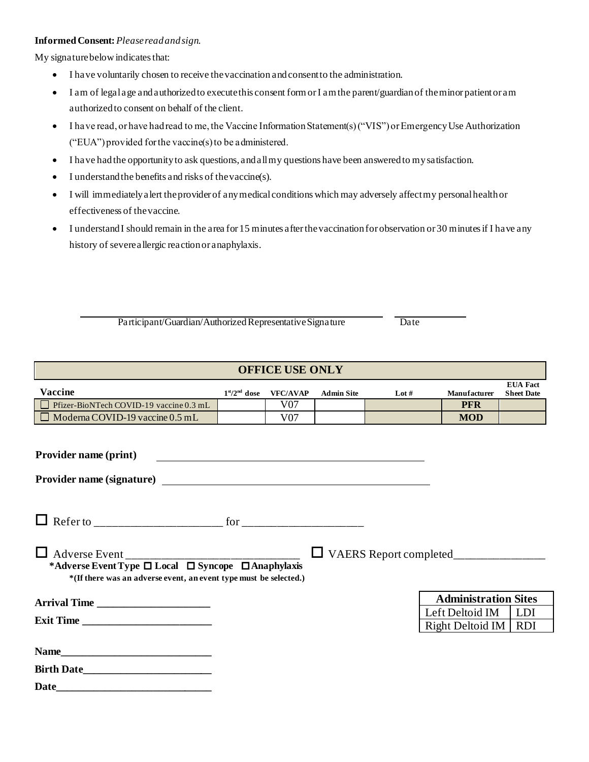**Informed Consent:** *Please read and sign.*

My signature below indicates that:

- I have voluntarily chosen to receive the vaccination and consent to the administration.
- I am of legal age and authorized to execute this consent form or I am the parent/guardian of the minor patient or am authorized to consent on behalf of the client.
- I have read, or have had read to me, the Vaccine Information Statement(s) ("VIS") or Emergency Use Authorization ("EUA") provided for the vaccine(s) to be administered.
- I have had the opportunity to ask questions, and all my questions have been answered to my satisfaction.
- I understand the benefits and risks of the vaccine(s).
- I will immediately alert the provider of any medical conditions which may adversely affect my personal health or effectiveness of the vaccine.
- I understand I should remain in the area for 15 minutes after the vaccination for observation or 30 minutes if I have any history of severe allergic reaction or anaphylaxis.

\_\_\_\_\_\_\_\_\_\_\_\_\_\_\_\_\_\_\_\_\_\_\_\_\_\_\_\_\_\_\_\_\_\_\_\_\_\_\_\_\_\_\_\_ \_\_\_\_\_\_\_\_\_\_\_\_
Participant/Guardian/Authorized Representative Signature Date

## OFFICE USE ONLY

| Vaccine | 1st/2nd dose | VFC/AVAP | Admin Site | Lot # | Manufacturer | EUA Fact Sheet Date |
|---|---|---|---|---|---|---|
| ☐ Pfizer-BioNTech COVID-19 vaccine 0.3 mL | | V07 | | | **PFR** | |
| ☐ Moderna COVID-19 vaccine 0.5 mL | | V07 | | | **MOD** | |

**Provider name (print)** \_\_\_\_\_\_\_\_\_\_\_\_\_\_\_\_\_\_\_\_\_\_\_\_\_\_\_\_\_\_\_\_\_\_\_\_\_\_\_\_

**Provider name (signature)** \_\_\_\_\_\_\_\_\_\_\_\_\_\_\_\_\_\_\_\_\_\_\_\_\_\_\_\_\_\_\_\_\_\_\_\_\_\_\_\_

☐ Refer to \_\_\_\_\_\_\_\_\_\_\_\_\_\_\_\_\_\_\_\_\_\_ for \_\_\_\_\_\_\_\_\_\_\_\_\_\_\_\_\_\_\_\_\_

☐ Adverse Event \_\_\_\_\_\_\_\_\_\_\_\_\_\_\_\_\_\_\_\_\_\_\_\_\_\_\_\_\_\_ ☐ VAERS Report completed\_\_\_\_\_\_\_\_\_\_\_\_\_\_\_\_

**\*Adverse Event Type ☐ Local ☐ Syncope ☐ Anaphylaxis**

**\*(If there was an adverse event, an event type must be selected.)**

**Arrival Time** \_\_\_\_\_\_\_\_\_\_\_\_\_\_\_\_\_\_\_\_\_

**Exit Time** \_\_\_\_\_\_\_\_\_\_\_\_\_\_\_\_\_\_\_\_\_\_\_\_\_

| Administration Sites | |
|---|---|
| Left Deltoid IM | LDI |
| Right Deltoid IM | RDI |

**Name**\_\_\_\_\_\_\_\_\_\_\_\_\_\_\_\_\_\_\_\_\_\_\_\_\_\_\_\_\_\_

**Birth Date**\_\_\_\_\_\_\_\_\_\_\_\_\_\_\_\_\_\_\_\_\_\_\_\_\_

**Date**\_\_\_\_\_\_\_\_\_\_\_\_\_\_\_\_\_\_\_\_\_\_\_\_\_\_\_\_\_\_\_